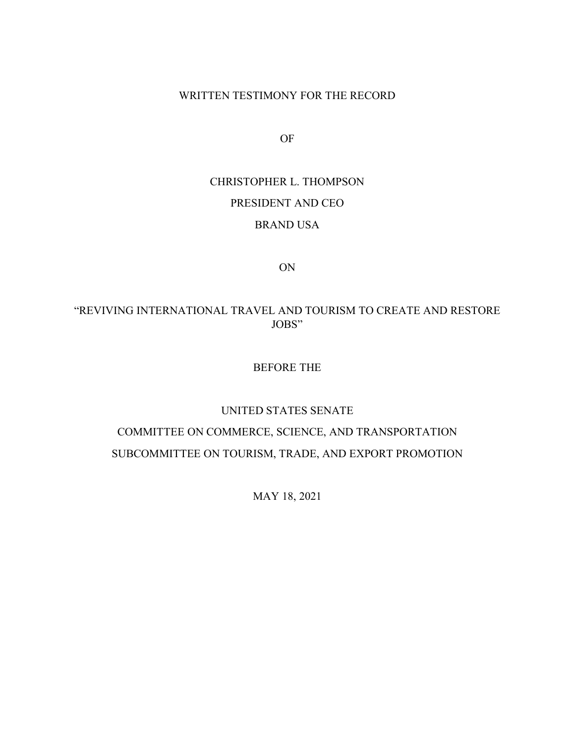WRITTEN TESTIMONY FOR THE RECORD

OF

CHRISTOPHER L. THOMPSON

PRESIDENT AND CEO

BRAND USA

ON

"REVIVING INTERNATIONAL TRAVEL AND TOURISM TO CREATE AND RESTORE JOBS"

BEFORE THE

UNITED STATES SENATE

COMMITTEE ON COMMERCE, SCIENCE, AND TRANSPORTATION

SUBCOMMITTEE ON TOURISM, TRADE, AND EXPORT PROMOTION

MAY 18, 2021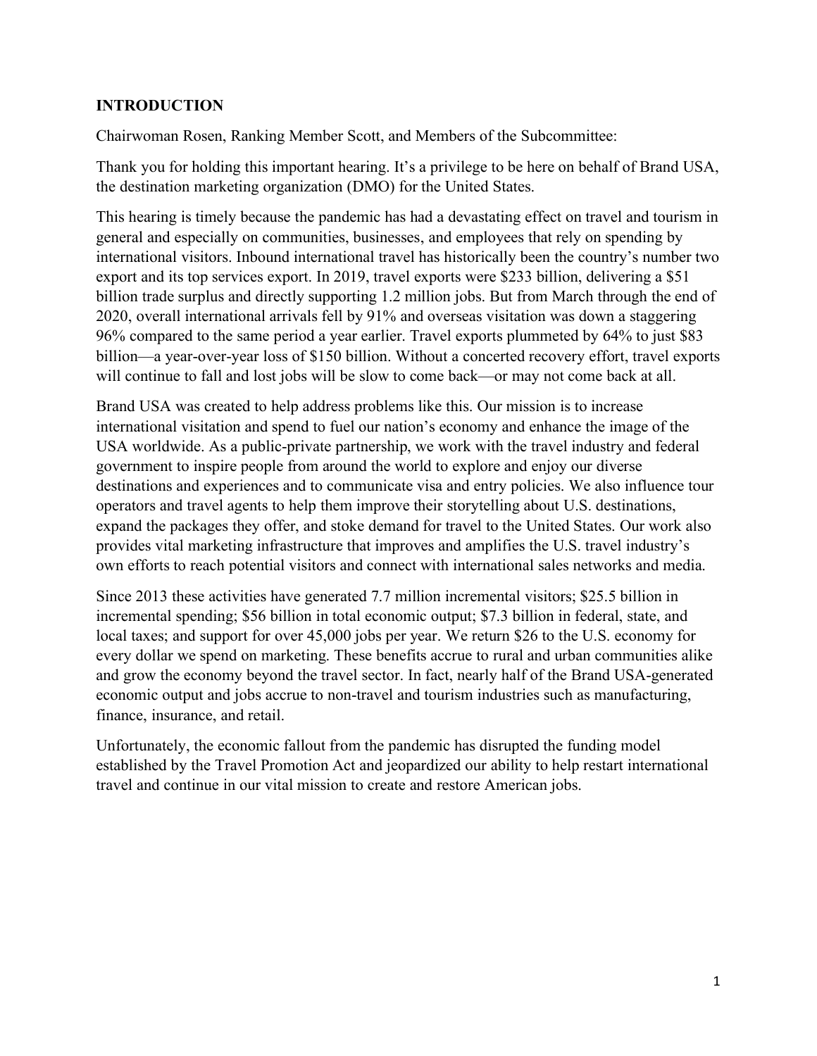**INTRODUCTION**

Chairwoman Rosen, Ranking Member Scott, and Members of the Subcommittee:

Thank you for holding this important hearing. It's a privilege to be here on behalf of Brand USA, the destination marketing organization (DMO) for the United States.

This hearing is timely because the pandemic has had a devastating effect on travel and tourism in general and especially on communities, businesses, and employees that rely on spending by international visitors. Inbound international travel has historically been the country's number two export and its top services export. In 2019, travel exports were $233 billion, delivering a $51 billion trade surplus and directly supporting 1.2 million jobs. But from March through the end of 2020, overall international arrivals fell by 91% and overseas visitation was down a staggering 96% compared to the same period a year earlier. Travel exports plummeted by 64% to just $83 billion—a year-over-year loss of $150 billion. Without a concerted recovery effort, travel exports will continue to fall and lost jobs will be slow to come back—or may not come back at all.

Brand USA was created to help address problems like this. Our mission is to increase international visitation and spend to fuel our nation's economy and enhance the image of the USA worldwide. As a public-private partnership, we work with the travel industry and federal government to inspire people from around the world to explore and enjoy our diverse destinations and experiences and to communicate visa and entry policies. We also influence tour operators and travel agents to help them improve their storytelling about U.S. destinations, expand the packages they offer, and stoke demand for travel to the United States. Our work also provides vital marketing infrastructure that improves and amplifies the U.S. travel industry's own efforts to reach potential visitors and connect with international sales networks and media.

Since 2013 these activities have generated 7.7 million incremental visitors; $25.5 billion in incremental spending; $56 billion in total economic output; $7.3 billion in federal, state, and local taxes; and support for over 45,000 jobs per year. We return $26 to the U.S. economy for every dollar we spend on marketing. These benefits accrue to rural and urban communities alike and grow the economy beyond the travel sector. In fact, nearly half of the Brand USA-generated economic output and jobs accrue to non-travel and tourism industries such as manufacturing, finance, insurance, and retail.

Unfortunately, the economic fallout from the pandemic has disrupted the funding model established by the Travel Promotion Act and jeopardized our ability to help restart international travel and continue in our vital mission to create and restore American jobs.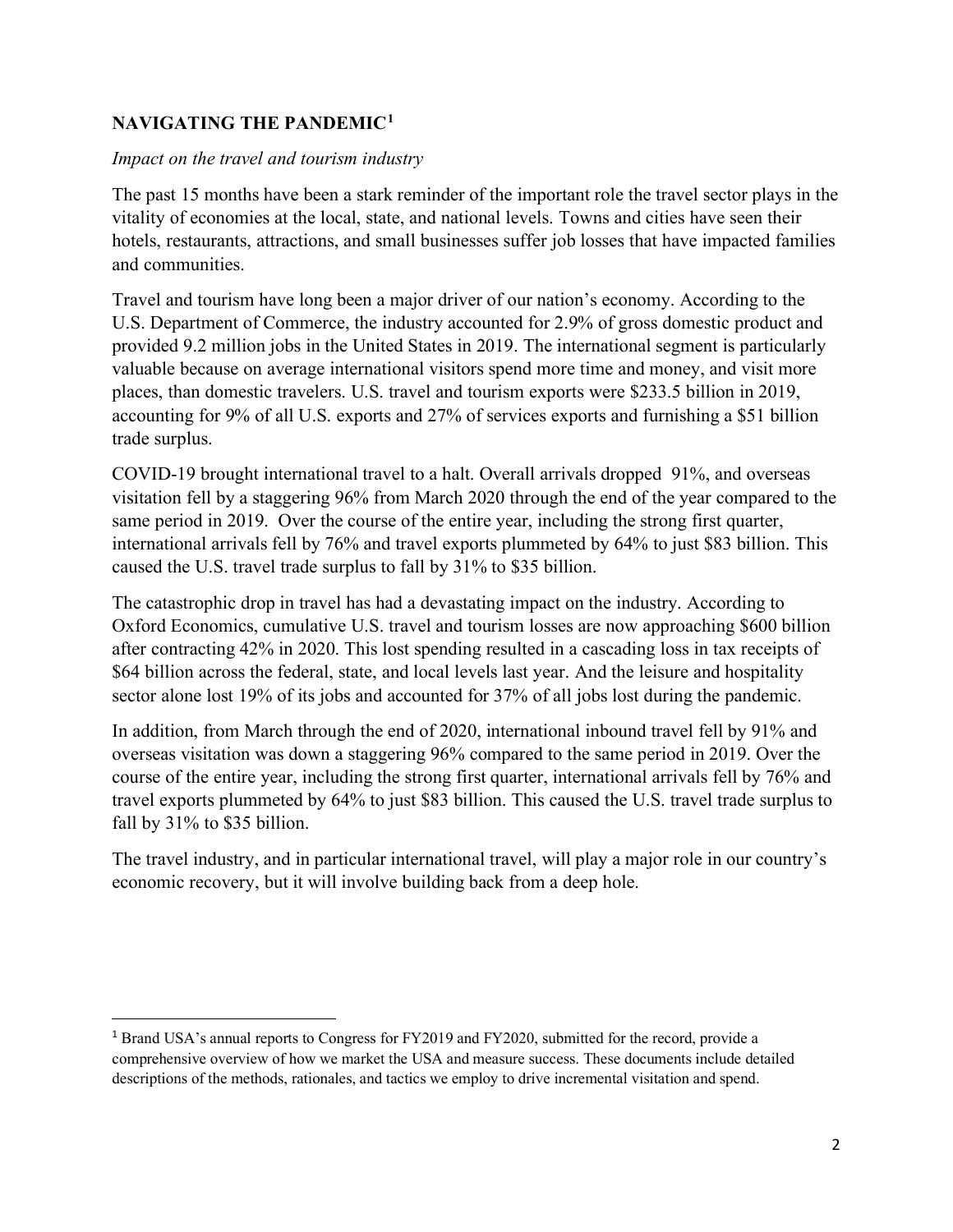## NAVIGATING THE PANDEMIC[1]

*Impact on the travel and tourism industry*

The past 15 months have been a stark reminder of the important role the travel sector plays in the vitality of economies at the local, state, and national levels. Towns and cities have seen their hotels, restaurants, attractions, and small businesses suffer job losses that have impacted families and communities.

Travel and tourism have long been a major driver of our nation's economy. According to the U.S. Department of Commerce, the industry accounted for 2.9% of gross domestic product and provided 9.2 million jobs in the United States in 2019. The international segment is particularly valuable because on average international visitors spend more time and money, and visit more places, than domestic travelers. U.S. travel and tourism exports were $233.5 billion in 2019, accounting for 9% of all U.S. exports and 27% of services exports and furnishing a $51 billion trade surplus.

COVID-19 brought international travel to a halt. Overall arrivals dropped 91%, and overseas visitation fell by a staggering 96% from March 2020 through the end of the year compared to the same period in 2019. Over the course of the entire year, including the strong first quarter, international arrivals fell by 76% and travel exports plummeted by 64% to just $83 billion. This caused the U.S. travel trade surplus to fall by 31% to $35 billion.

The catastrophic drop in travel has had a devastating impact on the industry. According to Oxford Economics, cumulative U.S. travel and tourism losses are now approaching $600 billion after contracting 42% in 2020. This lost spending resulted in a cascading loss in tax receipts of $64 billion across the federal, state, and local levels last year. And the leisure and hospitality sector alone lost 19% of its jobs and accounted for 37% of all jobs lost during the pandemic.

In addition, from March through the end of 2020, international inbound travel fell by 91% and overseas visitation was down a staggering 96% compared to the same period in 2019. Over the course of the entire year, including the strong first quarter, international arrivals fell by 76% and travel exports plummeted by 64% to just $83 billion. This caused the U.S. travel trade surplus to fall by 31% to $35 billion.

The travel industry, and in particular international travel, will play a major role in our country's economic recovery, but it will involve building back from a deep hole.

---

[1] Brand USA's annual reports to Congress for FY2019 and FY2020, submitted for the record, provide a comprehensive overview of how we market the USA and measure success. These documents include detailed descriptions of the methods, rationales, and tactics we employ to drive incremental visitation and spend.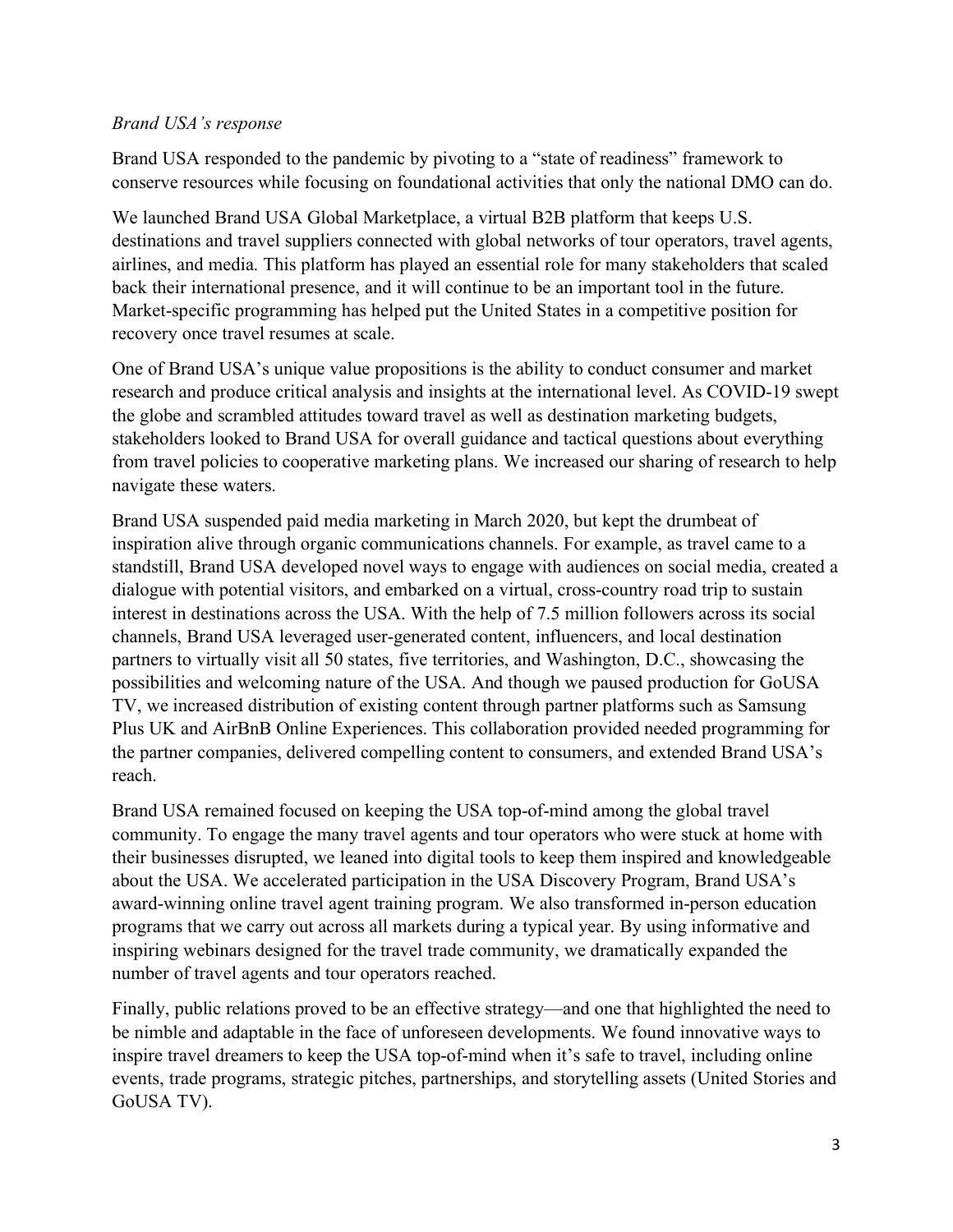*Brand USA's response*

Brand USA responded to the pandemic by pivoting to a "state of readiness" framework to conserve resources while focusing on foundational activities that only the national DMO can do.

We launched Brand USA Global Marketplace, a virtual B2B platform that keeps U.S. destinations and travel suppliers connected with global networks of tour operators, travel agents, airlines, and media. This platform has played an essential role for many stakeholders that scaled back their international presence, and it will continue to be an important tool in the future. Market-specific programming has helped put the United States in a competitive position for recovery once travel resumes at scale.

One of Brand USA's unique value propositions is the ability to conduct consumer and market research and produce critical analysis and insights at the international level. As COVID-19 swept the globe and scrambled attitudes toward travel as well as destination marketing budgets, stakeholders looked to Brand USA for overall guidance and tactical questions about everything from travel policies to cooperative marketing plans. We increased our sharing of research to help navigate these waters.

Brand USA suspended paid media marketing in March 2020, but kept the drumbeat of inspiration alive through organic communications channels. For example, as travel came to a standstill, Brand USA developed novel ways to engage with audiences on social media, created a dialogue with potential visitors, and embarked on a virtual, cross-country road trip to sustain interest in destinations across the USA. With the help of 7.5 million followers across its social channels, Brand USA leveraged user-generated content, influencers, and local destination partners to virtually visit all 50 states, five territories, and Washington, D.C., showcasing the possibilities and welcoming nature of the USA. And though we paused production for GoUSA TV, we increased distribution of existing content through partner platforms such as Samsung Plus UK and AirBnB Online Experiences. This collaboration provided needed programming for the partner companies, delivered compelling content to consumers, and extended Brand USA's reach.

Brand USA remained focused on keeping the USA top-of-mind among the global travel community. To engage the many travel agents and tour operators who were stuck at home with their businesses disrupted, we leaned into digital tools to keep them inspired and knowledgeable about the USA. We accelerated participation in the USA Discovery Program, Brand USA's award-winning online travel agent training program. We also transformed in-person education programs that we carry out across all markets during a typical year. By using informative and inspiring webinars designed for the travel trade community, we dramatically expanded the number of travel agents and tour operators reached.

Finally, public relations proved to be an effective strategy—and one that highlighted the need to be nimble and adaptable in the face of unforeseen developments. We found innovative ways to inspire travel dreamers to keep the USA top-of-mind when it's safe to travel, including online events, trade programs, strategic pitches, partnerships, and storytelling assets (United Stories and GoUSA TV).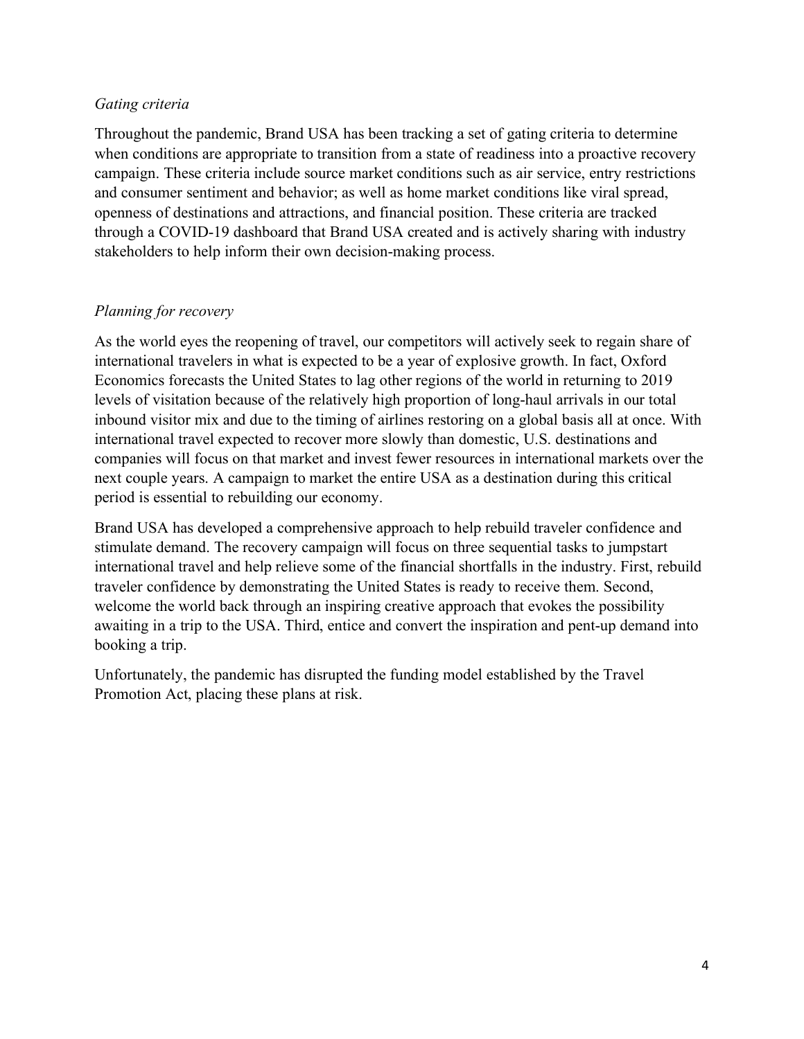*Gating criteria*

Throughout the pandemic, Brand USA has been tracking a set of gating criteria to determine when conditions are appropriate to transition from a state of readiness into a proactive recovery campaign. These criteria include source market conditions such as air service, entry restrictions and consumer sentiment and behavior; as well as home market conditions like viral spread, openness of destinations and attractions, and financial position. These criteria are tracked through a COVID-19 dashboard that Brand USA created and is actively sharing with industry stakeholders to help inform their own decision-making process.

*Planning for recovery*

As the world eyes the reopening of travel, our competitors will actively seek to regain share of international travelers in what is expected to be a year of explosive growth. In fact, Oxford Economics forecasts the United States to lag other regions of the world in returning to 2019 levels of visitation because of the relatively high proportion of long-haul arrivals in our total inbound visitor mix and due to the timing of airlines restoring on a global basis all at once. With international travel expected to recover more slowly than domestic, U.S. destinations and companies will focus on that market and invest fewer resources in international markets over the next couple years. A campaign to market the entire USA as a destination during this critical period is essential to rebuilding our economy.

Brand USA has developed a comprehensive approach to help rebuild traveler confidence and stimulate demand. The recovery campaign will focus on three sequential tasks to jumpstart international travel and help relieve some of the financial shortfalls in the industry. First, rebuild traveler confidence by demonstrating the United States is ready to receive them. Second, welcome the world back through an inspiring creative approach that evokes the possibility awaiting in a trip to the USA. Third, entice and convert the inspiration and pent-up demand into booking a trip.

Unfortunately, the pandemic has disrupted the funding model established by the Travel Promotion Act, placing these plans at risk.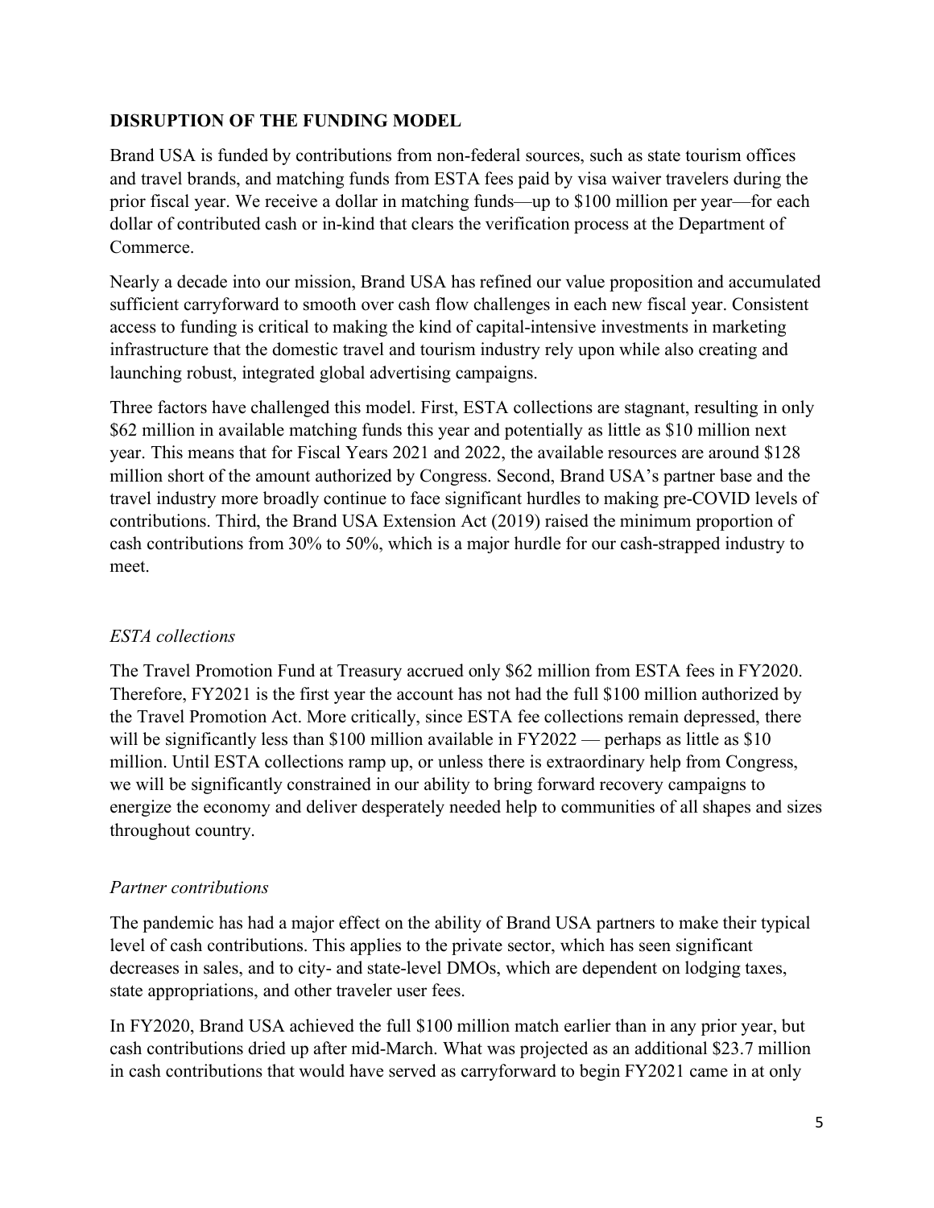## DISRUPTION OF THE FUNDING MODEL

Brand USA is funded by contributions from non-federal sources, such as state tourism offices and travel brands, and matching funds from ESTA fees paid by visa waiver travelers during the prior fiscal year. We receive a dollar in matching funds—up to $100 million per year—for each dollar of contributed cash or in-kind that clears the verification process at the Department of Commerce.

Nearly a decade into our mission, Brand USA has refined our value proposition and accumulated sufficient carryforward to smooth over cash flow challenges in each new fiscal year. Consistent access to funding is critical to making the kind of capital-intensive investments in marketing infrastructure that the domestic travel and tourism industry rely upon while also creating and launching robust, integrated global advertising campaigns.

Three factors have challenged this model. First, ESTA collections are stagnant, resulting in only $62 million in available matching funds this year and potentially as little as $10 million next year. This means that for Fiscal Years 2021 and 2022, the available resources are around $128 million short of the amount authorized by Congress. Second, Brand USA's partner base and the travel industry more broadly continue to face significant hurdles to making pre-COVID levels of contributions. Third, the Brand USA Extension Act (2019) raised the minimum proportion of cash contributions from 30% to 50%, which is a major hurdle for our cash-strapped industry to meet.

### *ESTA collections*

The Travel Promotion Fund at Treasury accrued only $62 million from ESTA fees in FY2020. Therefore, FY2021 is the first year the account has not had the full $100 million authorized by the Travel Promotion Act. More critically, since ESTA fee collections remain depressed, there will be significantly less than $100 million available in FY2022 — perhaps as little as $10 million. Until ESTA collections ramp up, or unless there is extraordinary help from Congress, we will be significantly constrained in our ability to bring forward recovery campaigns to energize the economy and deliver desperately needed help to communities of all shapes and sizes throughout country.

### *Partner contributions*

The pandemic has had a major effect on the ability of Brand USA partners to make their typical level of cash contributions. This applies to the private sector, which has seen significant decreases in sales, and to city- and state-level DMOs, which are dependent on lodging taxes, state appropriations, and other traveler user fees.

In FY2020, Brand USA achieved the full $100 million match earlier than in any prior year, but cash contributions dried up after mid-March. What was projected as an additional $23.7 million in cash contributions that would have served as carryforward to begin FY2021 came in at only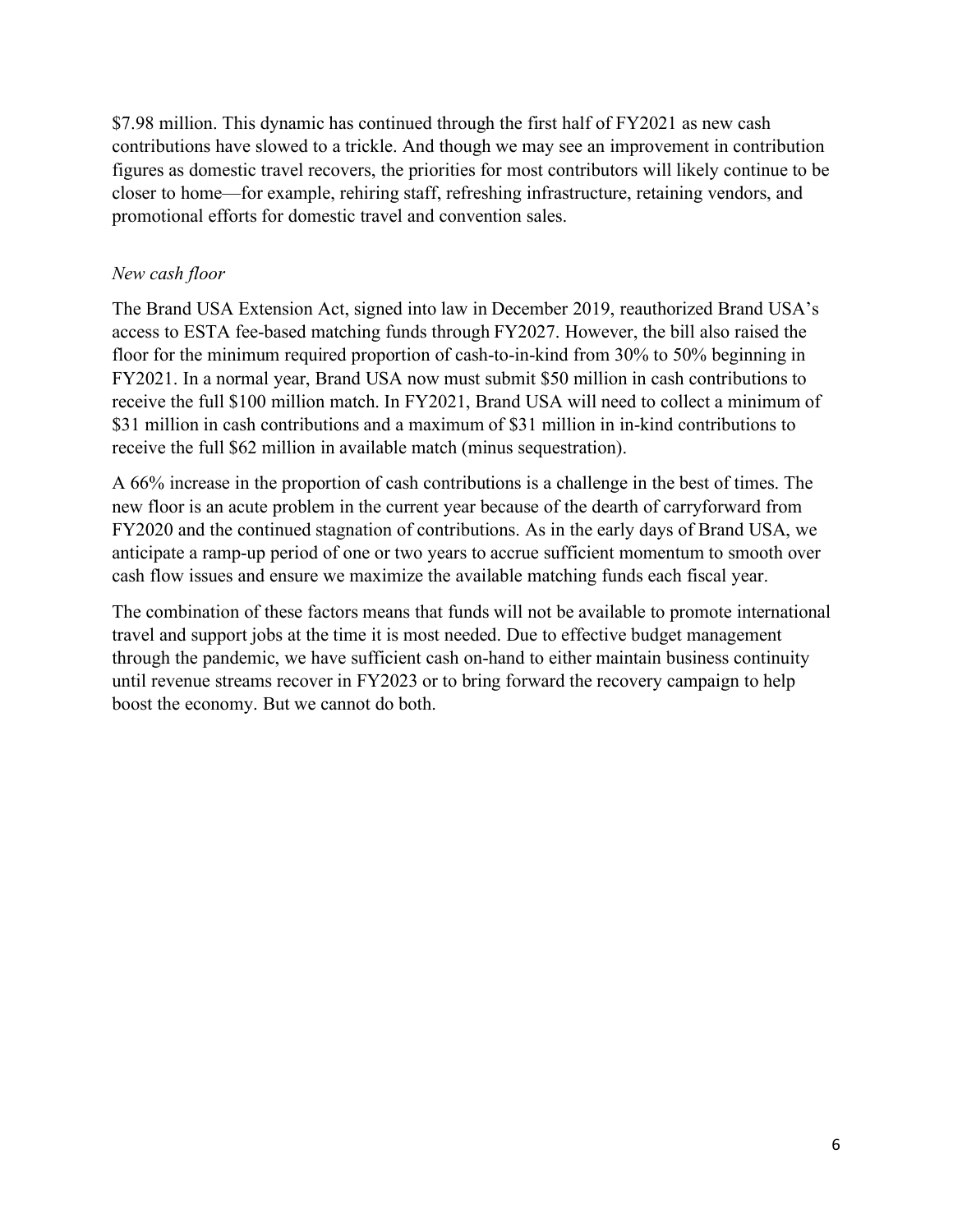$7.98 million. This dynamic has continued through the first half of FY2021 as new cash contributions have slowed to a trickle. And though we may see an improvement in contribution figures as domestic travel recovers, the priorities for most contributors will likely continue to be closer to home—for example, rehiring staff, refreshing infrastructure, retaining vendors, and promotional efforts for domestic travel and convention sales.

*New cash floor*

The Brand USA Extension Act, signed into law in December 2019, reauthorized Brand USA's access to ESTA fee-based matching funds through FY2027. However, the bill also raised the floor for the minimum required proportion of cash-to-in-kind from 30% to 50% beginning in FY2021. In a normal year, Brand USA now must submit $50 million in cash contributions to receive the full $100 million match. In FY2021, Brand USA will need to collect a minimum of $31 million in cash contributions and a maximum of $31 million in in-kind contributions to receive the full $62 million in available match (minus sequestration).

A 66% increase in the proportion of cash contributions is a challenge in the best of times. The new floor is an acute problem in the current year because of the dearth of carryforward from FY2020 and the continued stagnation of contributions. As in the early days of Brand USA, we anticipate a ramp-up period of one or two years to accrue sufficient momentum to smooth over cash flow issues and ensure we maximize the available matching funds each fiscal year.

The combination of these factors means that funds will not be available to promote international travel and support jobs at the time it is most needed. Due to effective budget management through the pandemic, we have sufficient cash on-hand to either maintain business continuity until revenue streams recover in FY2023 or to bring forward the recovery campaign to help boost the economy. But we cannot do both.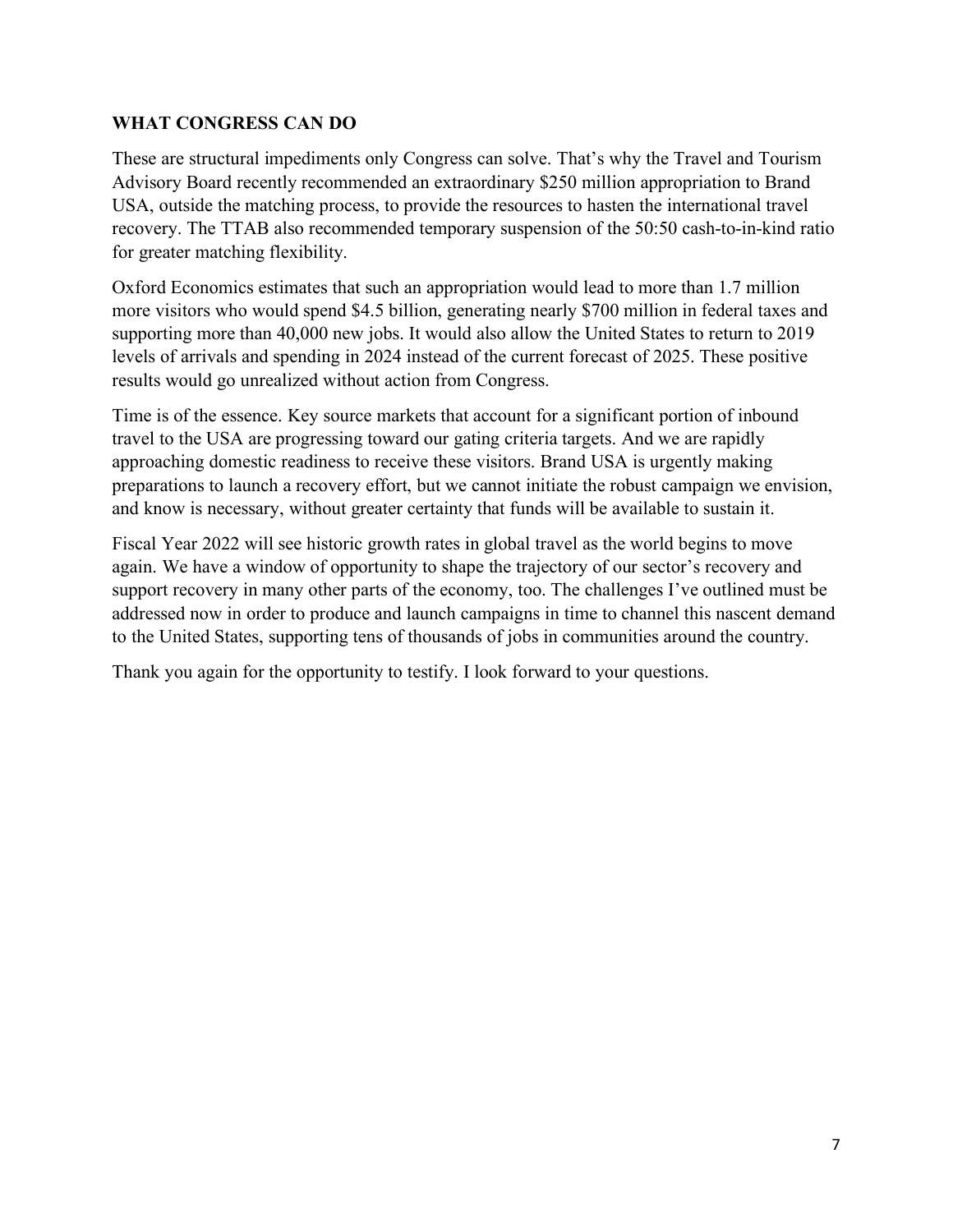## WHAT CONGRESS CAN DO

These are structural impediments only Congress can solve. That's why the Travel and Tourism Advisory Board recently recommended an extraordinary $250 million appropriation to Brand USA, outside the matching process, to provide the resources to hasten the international travel recovery. The TTAB also recommended temporary suspension of the 50:50 cash-to-in-kind ratio for greater matching flexibility.

Oxford Economics estimates that such an appropriation would lead to more than 1.7 million more visitors who would spend $4.5 billion, generating nearly $700 million in federal taxes and supporting more than 40,000 new jobs. It would also allow the United States to return to 2019 levels of arrivals and spending in 2024 instead of the current forecast of 2025. These positive results would go unrealized without action from Congress.

Time is of the essence. Key source markets that account for a significant portion of inbound travel to the USA are progressing toward our gating criteria targets. And we are rapidly approaching domestic readiness to receive these visitors. Brand USA is urgently making preparations to launch a recovery effort, but we cannot initiate the robust campaign we envision, and know is necessary, without greater certainty that funds will be available to sustain it.

Fiscal Year 2022 will see historic growth rates in global travel as the world begins to move again. We have a window of opportunity to shape the trajectory of our sector's recovery and support recovery in many other parts of the economy, too. The challenges I've outlined must be addressed now in order to produce and launch campaigns in time to channel this nascent demand to the United States, supporting tens of thousands of jobs in communities around the country.

Thank you again for the opportunity to testify. I look forward to your questions.